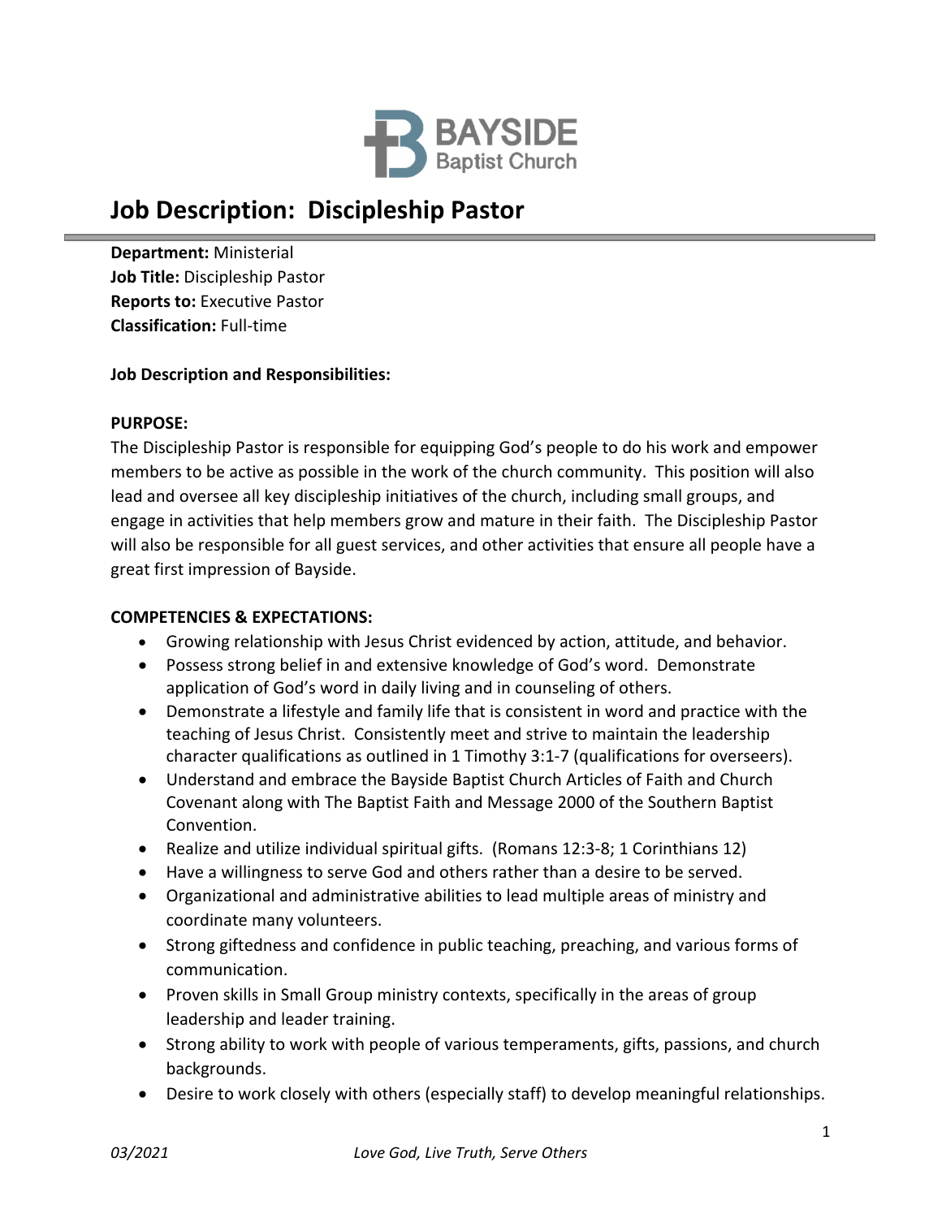BAYSIDE
Baptist Church

# Job Description: Discipleship Pastor

**Department:** Ministerial
**Job Title:** Discipleship Pastor
**Reports to:** Executive Pastor
**Classification:** Full-time

**Job Description and Responsibilities:**

**PURPOSE:**
The Discipleship Pastor is responsible for equipping God's people to do his work and empower members to be active as possible in the work of the church community. This position will also lead and oversee all key discipleship initiatives of the church, including small groups, and engage in activities that help members grow and mature in their faith. The Discipleship Pastor will also be responsible for all guest services, and other activities that ensure all people have a great first impression of Bayside.

**COMPETENCIES & EXPECTATIONS:**

- Growing relationship with Jesus Christ evidenced by action, attitude, and behavior.
- Possess strong belief in and extensive knowledge of God's word. Demonstrate application of God's word in daily living and in counseling of others.
- Demonstrate a lifestyle and family life that is consistent in word and practice with the teaching of Jesus Christ. Consistently meet and strive to maintain the leadership character qualifications as outlined in 1 Timothy 3:1-7 (qualifications for overseers).
- Understand and embrace the Bayside Baptist Church Articles of Faith and Church Covenant along with The Baptist Faith and Message 2000 of the Southern Baptist Convention.
- Realize and utilize individual spiritual gifts. (Romans 12:3-8; 1 Corinthians 12)
- Have a willingness to serve God and others rather than a desire to be served.
- Organizational and administrative abilities to lead multiple areas of ministry and coordinate many volunteers.
- Strong giftedness and confidence in public teaching, preaching, and various forms of communication.
- Proven skills in Small Group ministry contexts, specifically in the areas of group leadership and leader training.
- Strong ability to work with people of various temperaments, gifts, passions, and church backgrounds.
- Desire to work closely with others (especially staff) to develop meaningful relationships.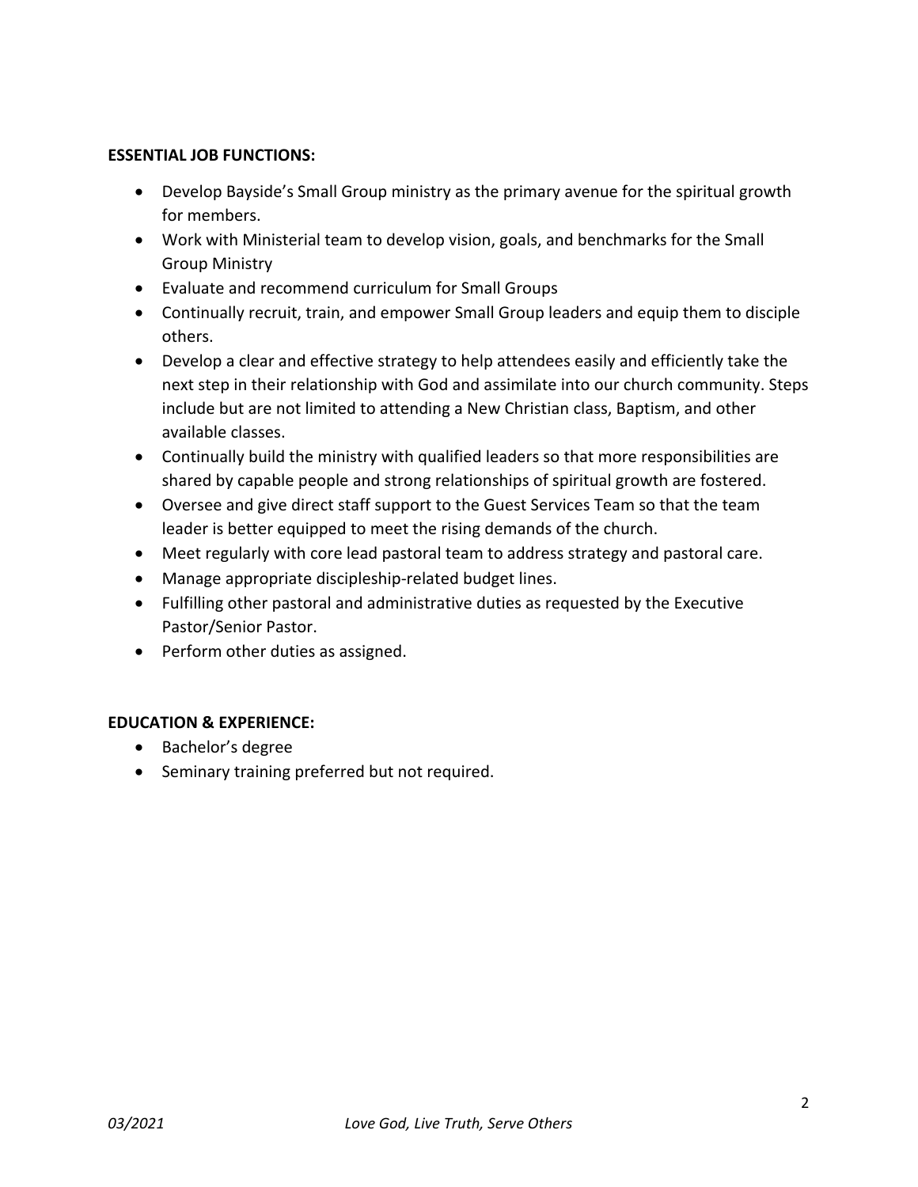**ESSENTIAL JOB FUNCTIONS:**

- Develop Bayside's Small Group ministry as the primary avenue for the spiritual growth for members.
- Work with Ministerial team to develop vision, goals, and benchmarks for the Small Group Ministry
- Evaluate and recommend curriculum for Small Groups
- Continually recruit, train, and empower Small Group leaders and equip them to disciple others.
- Develop a clear and effective strategy to help attendees easily and efficiently take the next step in their relationship with God and assimilate into our church community. Steps include but are not limited to attending a New Christian class, Baptism, and other available classes.
- Continually build the ministry with qualified leaders so that more responsibilities are shared by capable people and strong relationships of spiritual growth are fostered.
- Oversee and give direct staff support to the Guest Services Team so that the team leader is better equipped to meet the rising demands of the church.
- Meet regularly with core lead pastoral team to address strategy and pastoral care.
- Manage appropriate discipleship-related budget lines.
- Fulfilling other pastoral and administrative duties as requested by the Executive Pastor/Senior Pastor.
- Perform other duties as assigned.

**EDUCATION & EXPERIENCE:**

- Bachelor's degree
- Seminary training preferred but not required.